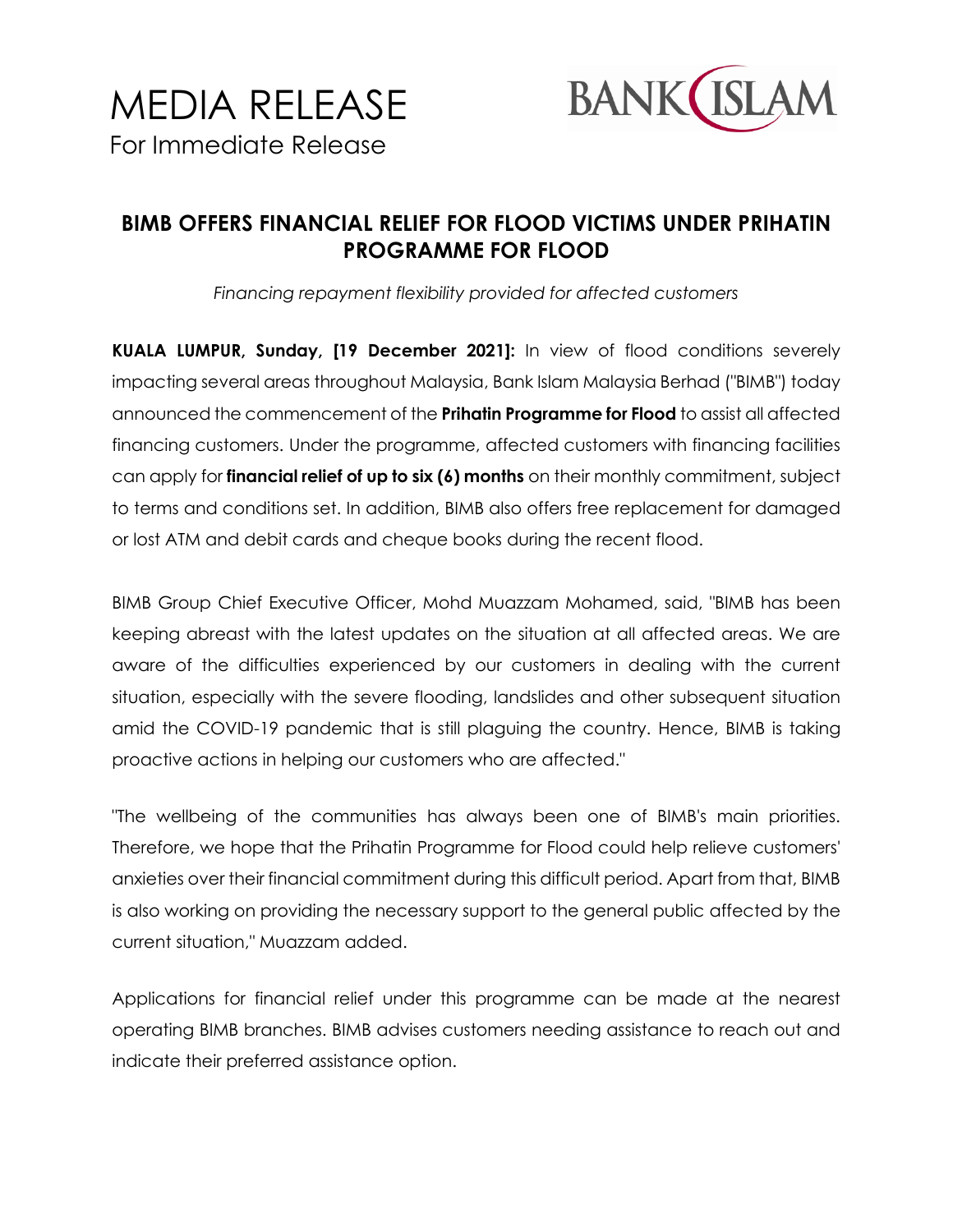# MEDIA RELEASE

For Immediate Release

BANK ISLAM

## BIMB OFFERS FINANCIAL RELIEF FOR FLOOD VICTIMS UNDER PRIHATIN PROGRAMME FOR FLOOD

*Financing repayment flexibility provided for affected customers*

**KUALA LUMPUR, Sunday, [19 December 2021]:** In view of flood conditions severely impacting several areas throughout Malaysia, Bank Islam Malaysia Berhad ("BIMB") today announced the commencement of the **Prihatin Programme for Flood** to assist all affected financing customers. Under the programme, affected customers with financing facilities can apply for **financial relief of up to six (6) months** on their monthly commitment, subject to terms and conditions set. In addition, BIMB also offers free replacement for damaged or lost ATM and debit cards and cheque books during the recent flood.

BIMB Group Chief Executive Officer, Mohd Muazzam Mohamed, said, "BIMB has been keeping abreast with the latest updates on the situation at all affected areas. We are aware of the difficulties experienced by our customers in dealing with the current situation, especially with the severe flooding, landslides and other subsequent situation amid the COVID-19 pandemic that is still plaguing the country. Hence, BIMB is taking proactive actions in helping our customers who are affected."

"The wellbeing of the communities has always been one of BIMB's main priorities. Therefore, we hope that the Prihatin Programme for Flood could help relieve customers' anxieties over their financial commitment during this difficult period. Apart from that, BIMB is also working on providing the necessary support to the general public affected by the current situation," Muazzam added.

Applications for financial relief under this programme can be made at the nearest operating BIMB branches. BIMB advises customers needing assistance to reach out and indicate their preferred assistance option.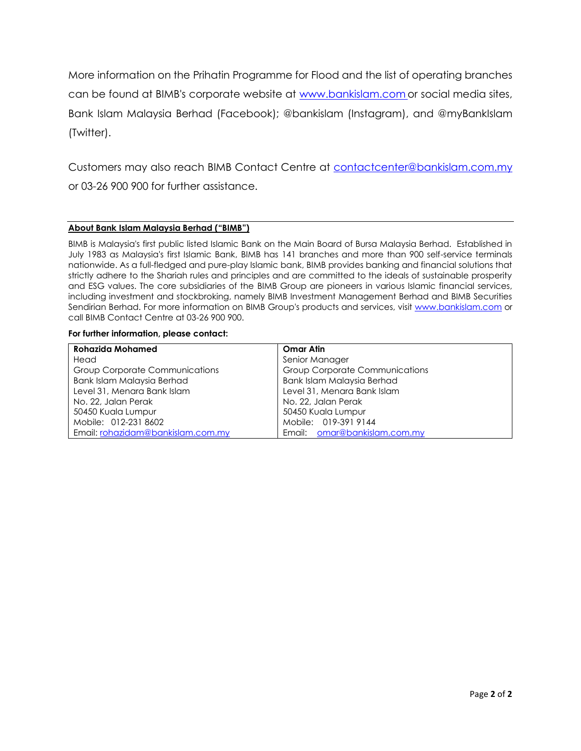More information on the Prihatin Programme for Flood and the list of operating branches can be found at BIMB's corporate website at www.bankislam.com or social media sites, Bank Islam Malaysia Berhad (Facebook); @bankislam (Instagram), and @myBankIslam (Twitter).

Customers may also reach BIMB Contact Centre at contactcenter@bankislam.com.my or 03-26 900 900 for further assistance.

---

**About Bank Islam Malaysia Berhad ("BIMB")**

BIMB is Malaysia's first public listed Islamic Bank on the Main Board of Bursa Malaysia Berhad. Established in July 1983 as Malaysia's first Islamic Bank, BIMB has 141 branches and more than 900 self-service terminals nationwide. As a full-fledged and pure-play Islamic bank, BIMB provides banking and financial solutions that strictly adhere to the Shariah rules and principles and are committed to the ideals of sustainable prosperity and ESG values. The core subsidiaries of the BIMB Group are pioneers in various Islamic financial services, including investment and stockbroking, namely BIMB Investment Management Berhad and BIMB Securities Sendirian Berhad. For more information on BIMB Group's products and services, visit www.bankislam.com or call BIMB Contact Centre at 03-26 900 900.

**For further information, please contact:**

| | |
|---|---|
| **Rohazida Mohamed**<br>Head<br>Group Corporate Communications<br>Bank Islam Malaysia Berhad<br>Level 31, Menara Bank Islam<br>No. 22, Jalan Perak<br>50450 Kuala Lumpur<br>Mobile: 012-231 8602<br>Email: rohazidam@bankislam.com.my | **Omar Atin**<br>Senior Manager<br>Group Corporate Communications<br>Bank Islam Malaysia Berhad<br>Level 31, Menara Bank Islam<br>No. 22, Jalan Perak<br>50450 Kuala Lumpur<br>Mobile: 019-391 9144<br>Email: omar@bankislam.com.my |